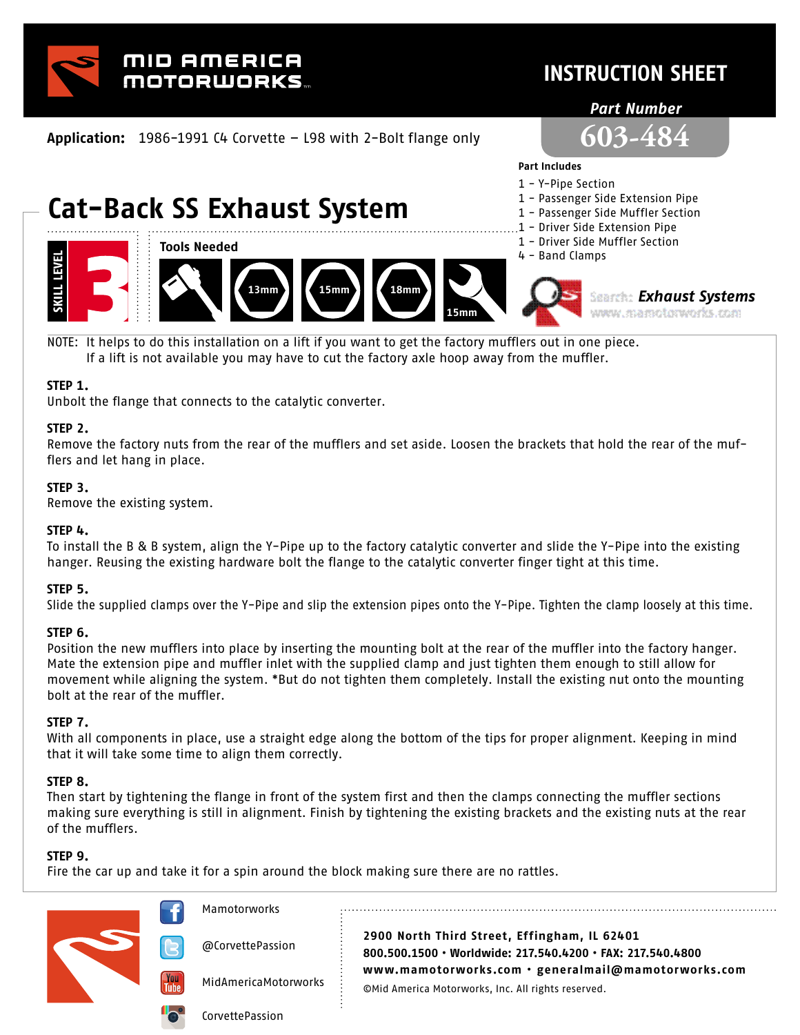# MID AMERICA MOTORWORKS

## INSTRUCTION SHEET

**Part Number** 603-484

**Application:** 1986-1991 C4 Corvette – L98 with 2-Bolt flange only

# Cat-Back SS Exhaust System

**SKILL LEVEL** 3

**Tools Needed**

13mm, 15mm, 18mm, 15mm

**Part Includes**

- 1 – Y-Pipe Section
- 1 – Passenger Side Extension Pipe
- 1 – Passenger Side Muffler Section
- 1 – Driver Side Extension Pipe
- 1 – Driver Side Muffler Section
- 4 – Band Clamps

Search: *Exhaust Systems* www.mamotorworks.com

NOTE: It helps to do this installation on a lift if you want to get the factory mufflers out in one piece. If a lift is not available you may have to cut the factory axle hoop away from the muffler.

**STEP 1.**
Unbolt the flange that connects to the catalytic converter.

**STEP 2.**
Remove the factory nuts from the rear of the mufflers and set aside. Loosen the brackets that hold the rear of the mufflers and let hang in place.

**STEP 3.**
Remove the existing system.

**STEP 4.**
To install the B & B system, align the Y-Pipe up to the factory catalytic converter and slide the Y-Pipe into the existing hanger. Reusing the existing hardware bolt the flange to the catalytic converter finger tight at this time.

**STEP 5.**
Slide the supplied clamps over the Y-Pipe and slip the extension pipes onto the Y-Pipe. Tighten the clamp loosely at this time.

**STEP 6.**
Position the new mufflers into place by inserting the mounting bolt at the rear of the muffler into the factory hanger. Mate the extension pipe and muffler inlet with the supplied clamp and just tighten them enough to still allow for movement while aligning the system. *But do not tighten them completely. Install the existing nut onto the mounting bolt at the rear of the muffler.

**STEP 7.**
With all components in place, use a straight edge along the bottom of the tips for proper alignment. Keeping in mind that it will take some time to align them correctly.

**STEP 8.**
Then start by tightening the flange in front of the system first and then the clamps connecting the muffler sections making sure everything is still in alignment. Finish by tightening the existing brackets and the existing nuts at the rear of the mufflers.

**STEP 9.**
Fire the car up and take it for a spin around the block making sure there are no rattles.

Mamotorworks
@CorvettePassion
MidAmericaMotorworks
CorvettePassion

**2900 North Third Street, Effingham, IL 62401**
**800.500.1500 • Worldwide: 217.540.4200 • FAX: 217.540.4800**
**www.mamotorworks.com • generalmail@mamotorworks.com**
©Mid America Motorworks, Inc. All rights reserved.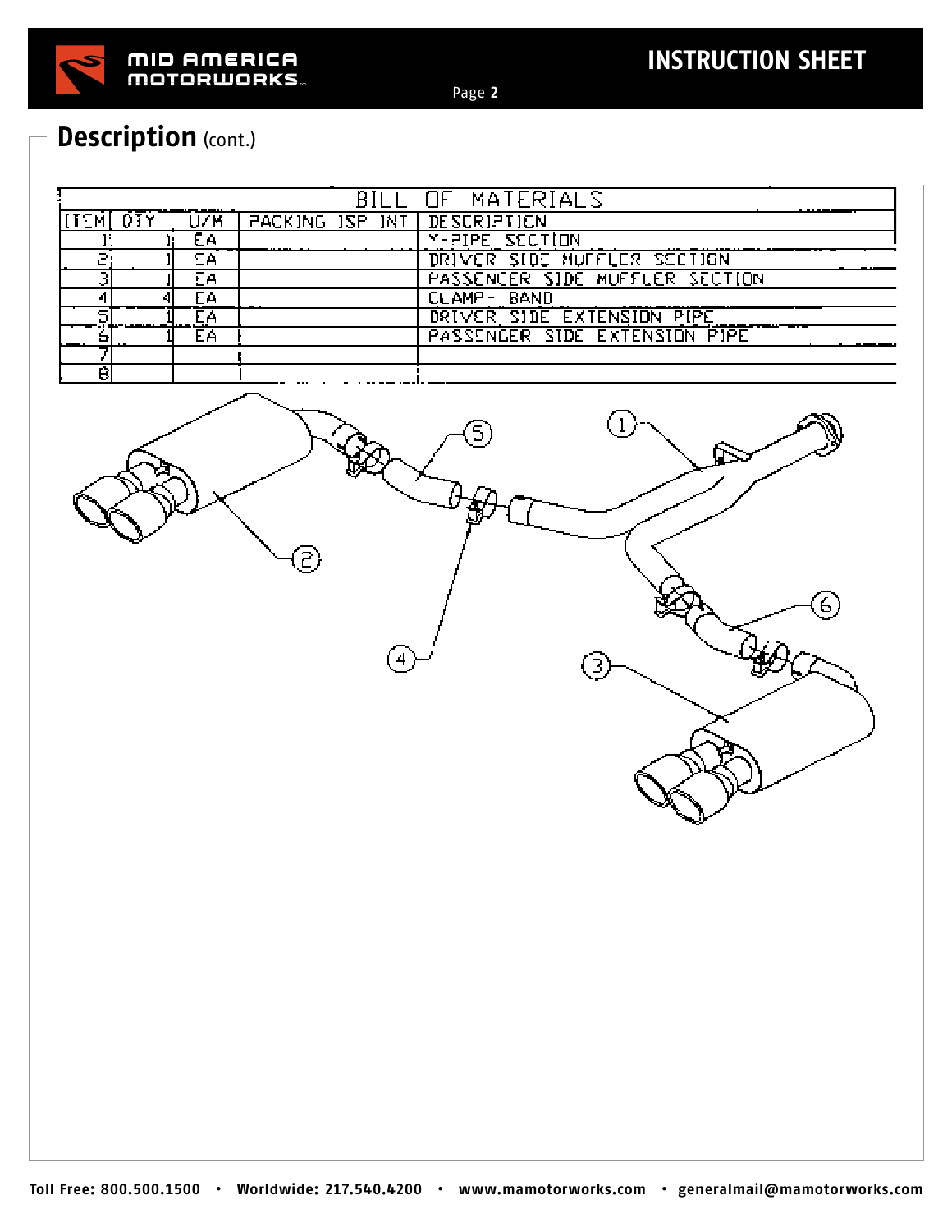## Description (cont.)

| BILL OF MATERIALS | | | | |
|---|---|---|---|---|
| ITEM | QTY. | U/M | PACKING ISP INT | DESCRIPTION |
| 1 | 1 | EA | | Y-PIPE SECTION |
| 2 | 1 | EA | | DRIVER SIDE MUFFLER SECTION |
| 3 | 1 | EA | | PASSENGER SIDE MUFFLER SECTION |
| 4 | 4 | EA | | CLAMP- BAND |
| 5 | 1 | EA | | DRIVER SIDE EXTENSION PIPE |
| 6 | 1 | EA | | PASSENGER SIDE EXTENSION PIPE |
| 7 | | | | |
| 8 | | | | |

5
1
2
6
4
3